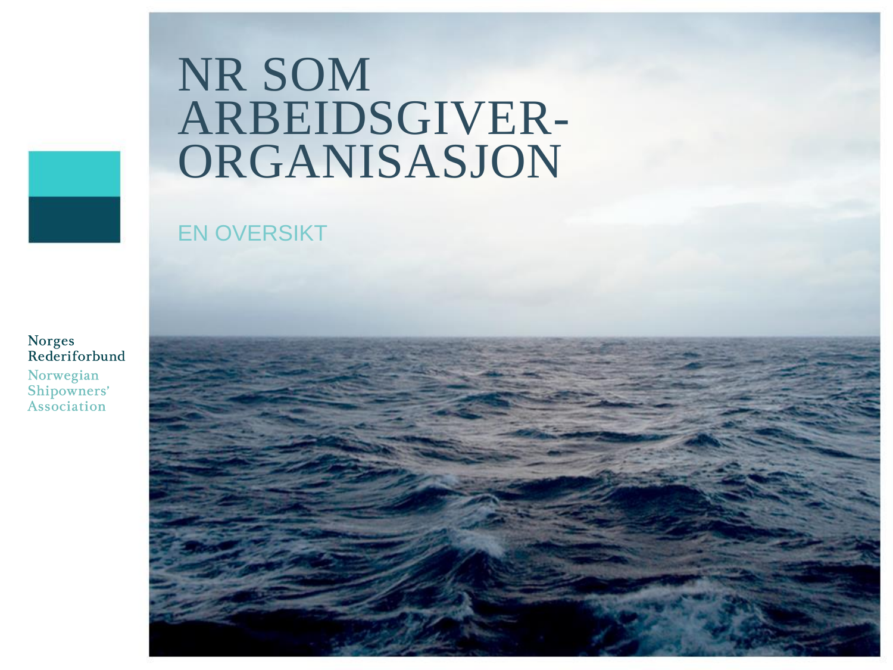# NR SOM ARBEIDSGIVER-ORGANISASJON

## EN OVERSIKT

Norges Rederiforbund
Norwegian Shipowners' Association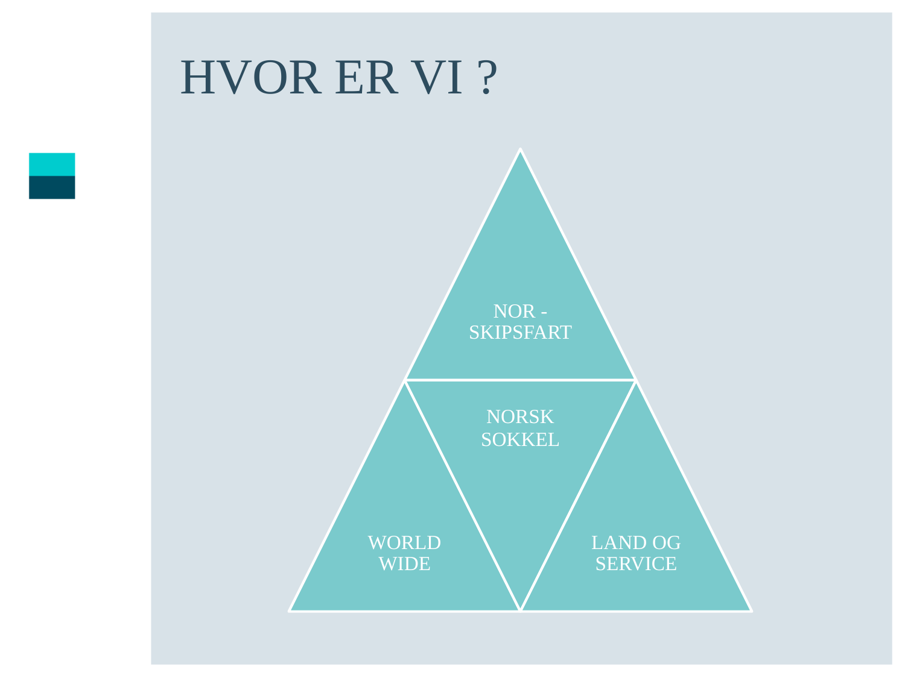# HVOR ER VI ?

NOR - SKIPSFART

NORSK SOKKEL

WORLD WIDE

LAND OG SERVICE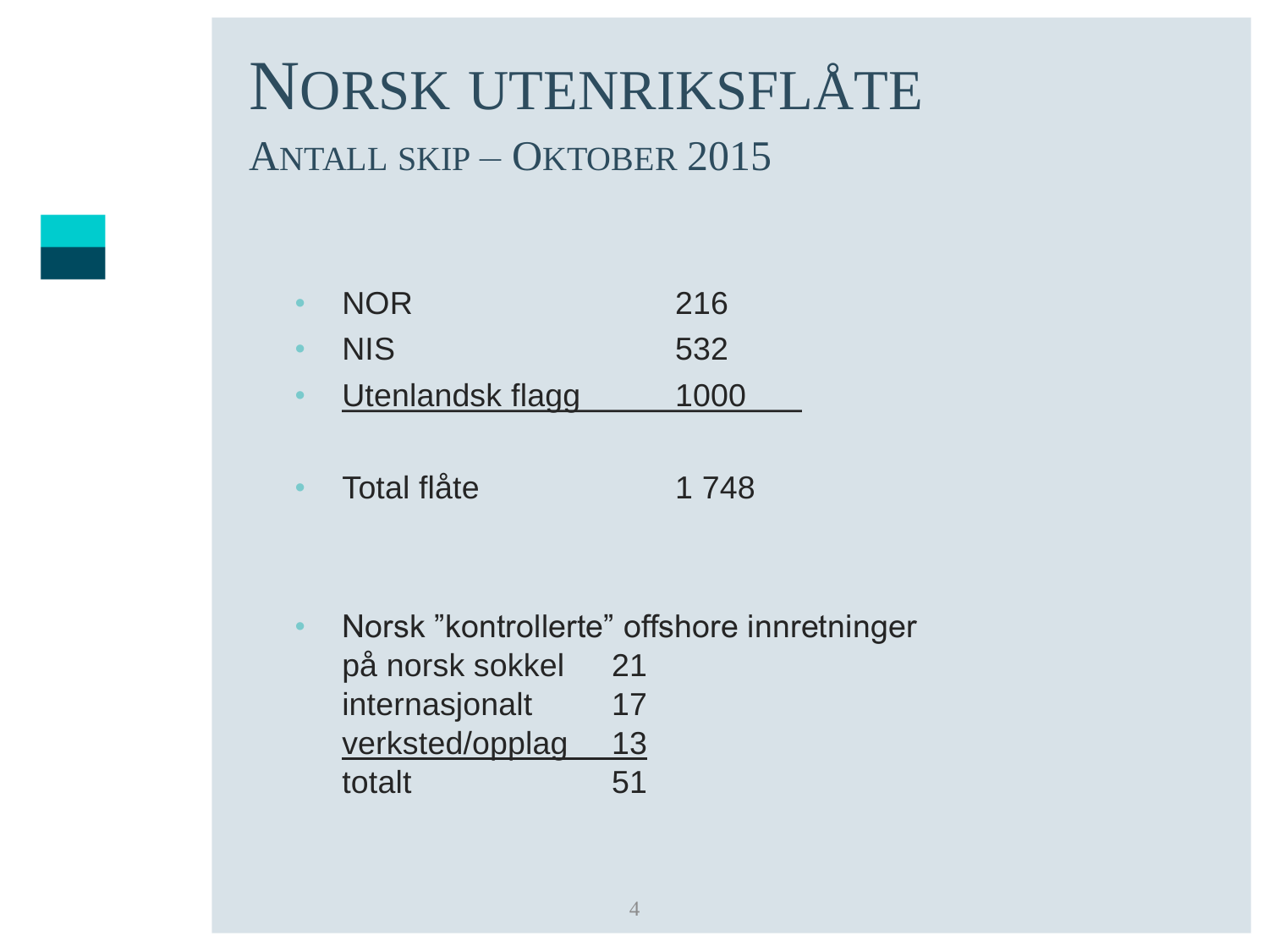# Norsk utenriksflåte

## Antall skip – Oktober 2015

| | |
|---|---|
| NOR | 216 |
| NIS | 532 |
| Utenlandsk flagg | 1000 |
| Total flåte | 1 748 |

- Norsk ”kontrollerte” offshore innretninger

| | |
|---|---|
| på norsk sokkel | 21 |
| internasjonalt | 17 |
| verksted/opplag | 13 |
| totalt | 51 |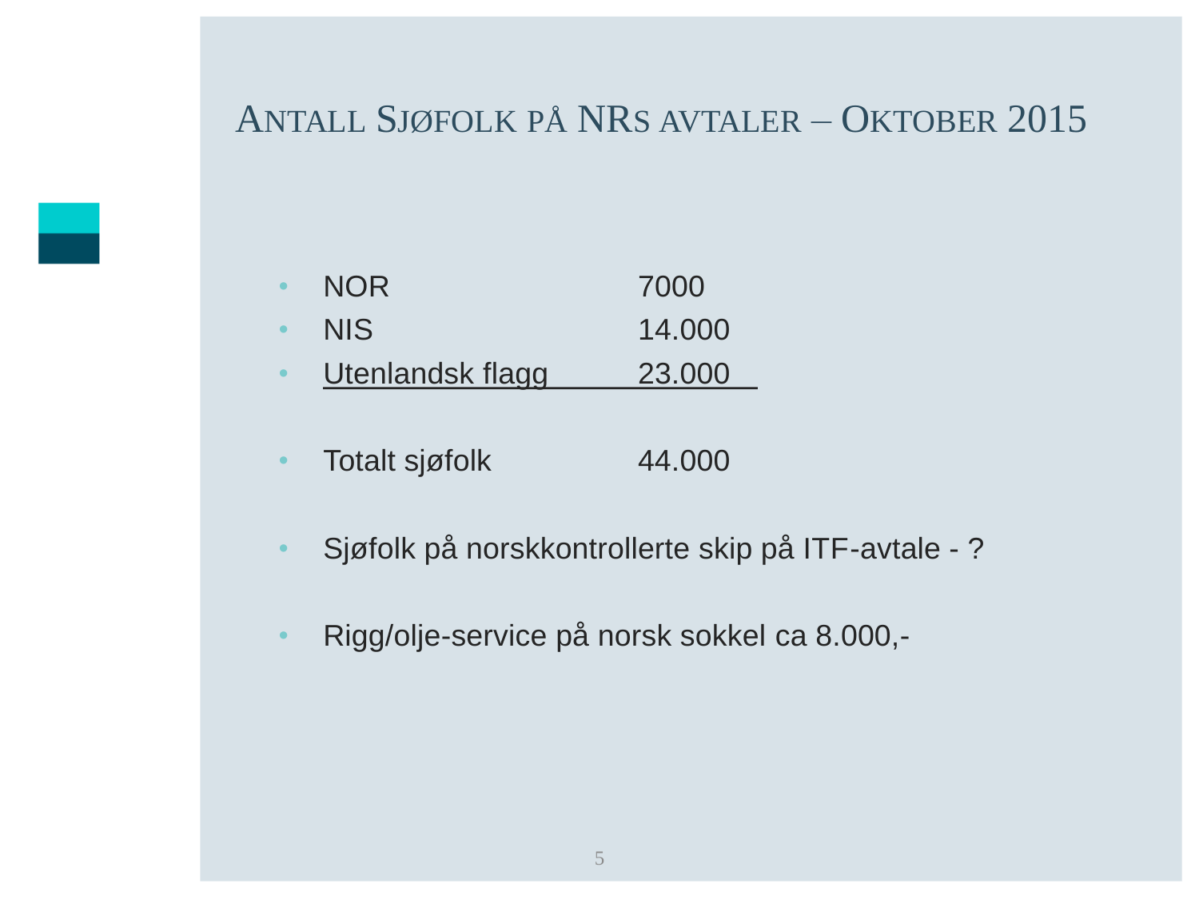# Antall Sjøfolk på NRs avtaler – Oktober 2015

- NOR 7000
- NIS 14.000
- Utenlandsk flagg 23.000

- Totalt sjøfolk 44.000

- Sjøfolk på norskkontrollerte skip på ITF-avtale - ?

- Rigg/olje-service på norsk sokkel ca 8.000,-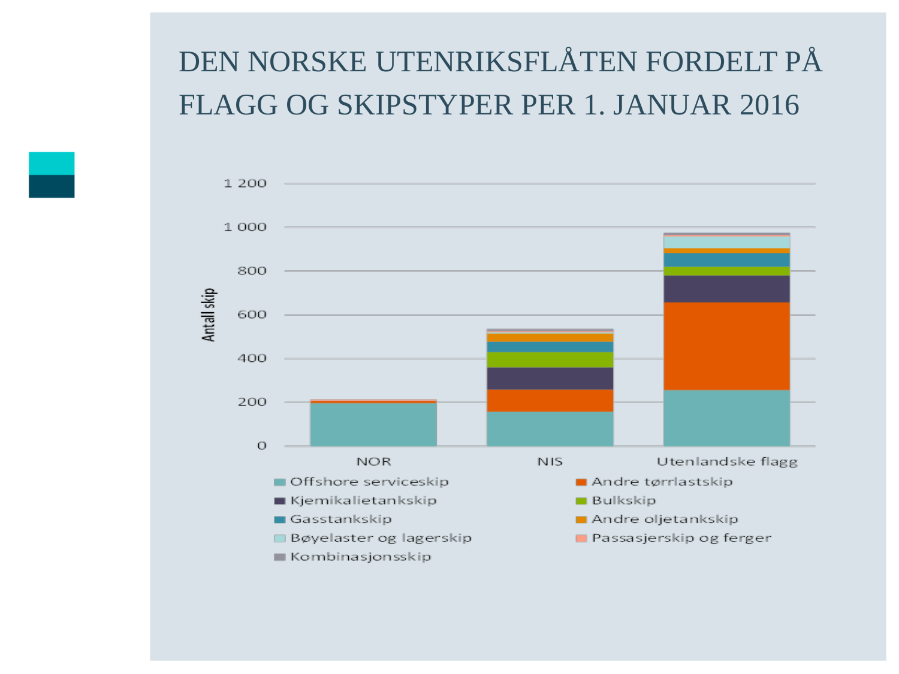# DEN NORSKE UTENRIKSFLÅTEN FORDELT PÅ FLAGG OG SKIPSTYPER PER 1. JANUAR 2016

Antall skip

1 200
1 000
800
600
400
200
0

NOR | NIS | Utenlandske flagg

- Offshore serviceskip
- Andre tørrlastskip
- Kjemikalietankskip
- Bulkskip
- Gasstankskip
- Andre oljetankskip
- Bøyelaster og lagerskip
- Passasjerskip og ferger
- Kombinasjonsskip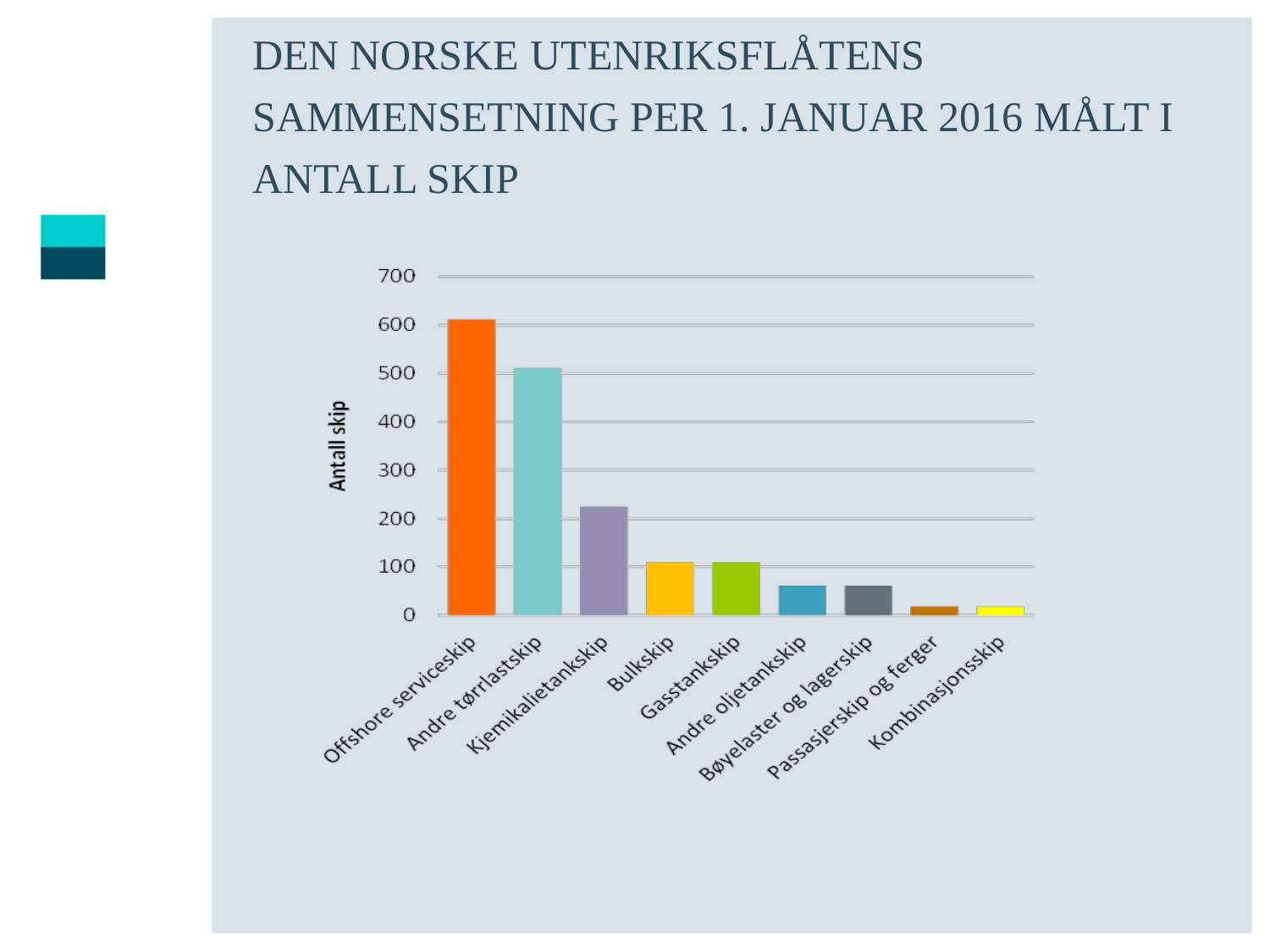# DEN NORSKE UTENRIKSFLÅTENS SAMMENSETNING PER 1. JANUAR 2016 MÅLT I ANTALL SKIP

Antall skip

| Skipstype | Antall skip (ca.) |
|---|---|
| Offshore serviceskip | 610 |
| Andre tørrlastskip | 510 |
| Kjemikalietankskip | 225 |
| Bulkskip | 108 |
| Gasstankskip | 108 |
| Andre oljetankskip | 60 |
| Bøyelaster og lagerskip | 60 |
| Passasjerskip og ferger | 17 |
| Kombinasjonsskip | 17 |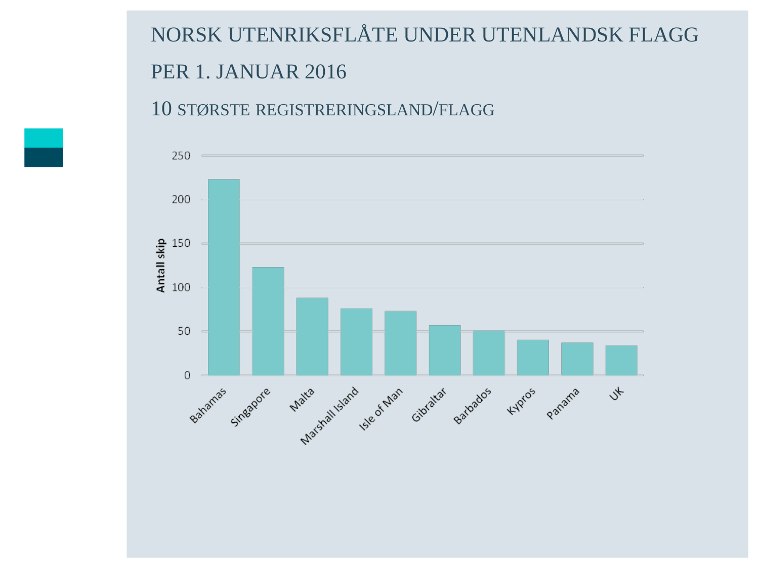# NORSK UTENRIKSFLÅTE UNDER UTENLANDSK FLAGG PER 1. JANUAR 2016

## 10 STØRSTE REGISTRERINGSLAND/FLAGG

Antall skip

250
200
150
100
50
0

Bahamas, Singapore, Malta, Marshall Island, Isle of Man, Gibraltar, Barbados, Kypros, Panama, UK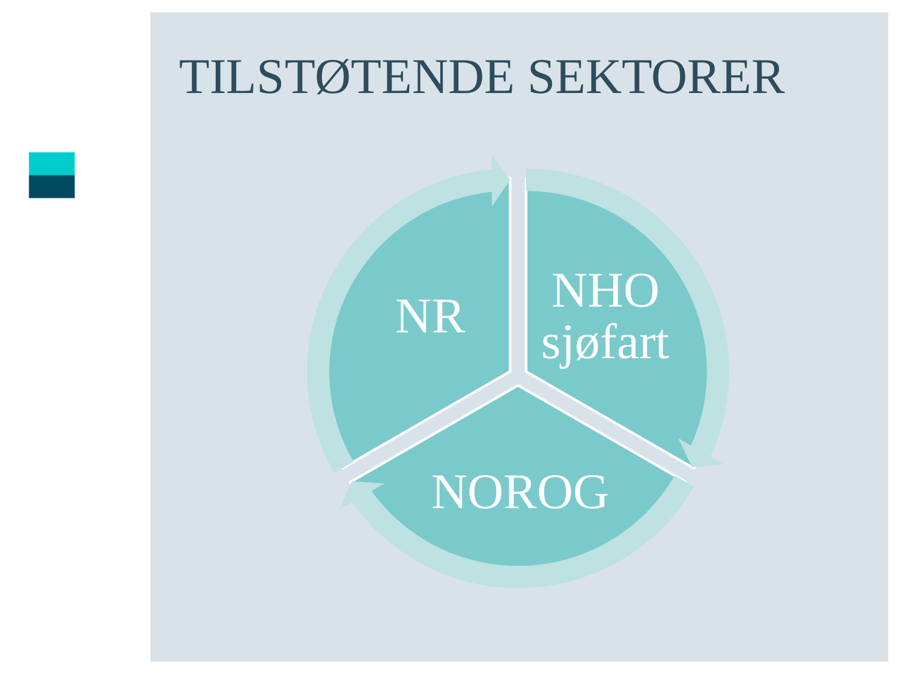# TILSTØTENDE SEKTORER

NR

NHO sjøfart

NOROG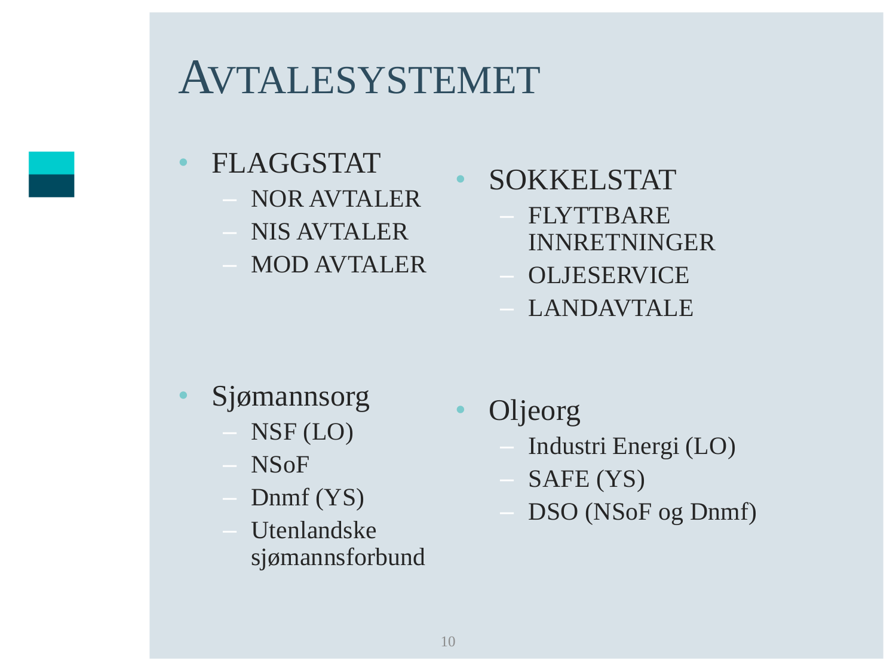# AVTALESYSTEMET

- FLAGGSTAT
  - NOR AVTALER
  - NIS AVTALER
  - MOD AVTALER
- SOKKELSTAT
  - FLYTTBARE INNRETNINGER
  - OLJESERVICE
  - LANDAVTALE
- Sjømannsorg
  - NSF (LO)
  - NSoF
  - Dnmf (YS)
  - Utenlandske sjømannsforbund
- Oljeorg
  - Industri Energi (LO)
  - SAFE (YS)
  - DSO (NSoF og Dnmf)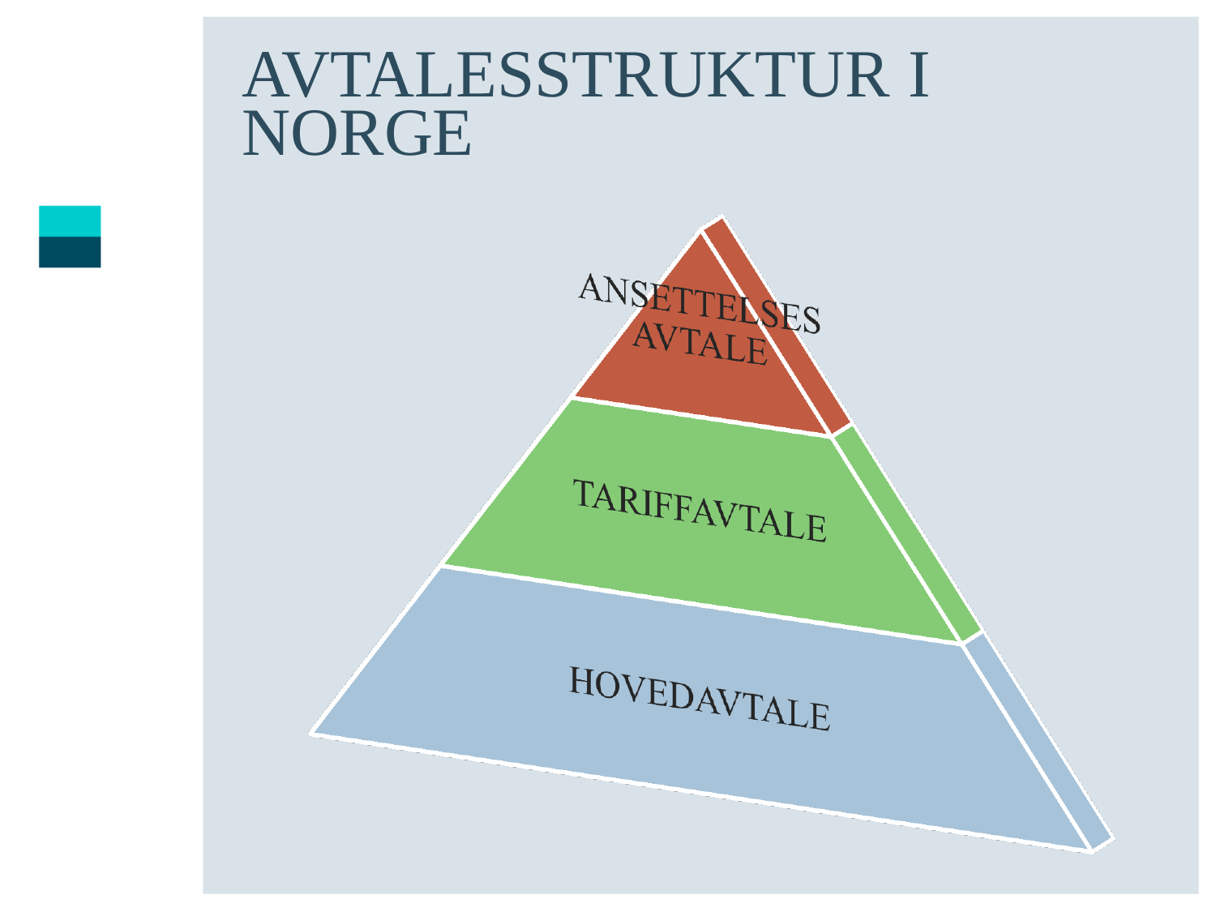# AVTALESSTRUKTUR I NORGE

ANSETTELSES AVTALE

TARIFFAVTALE

HOVEDAVTALE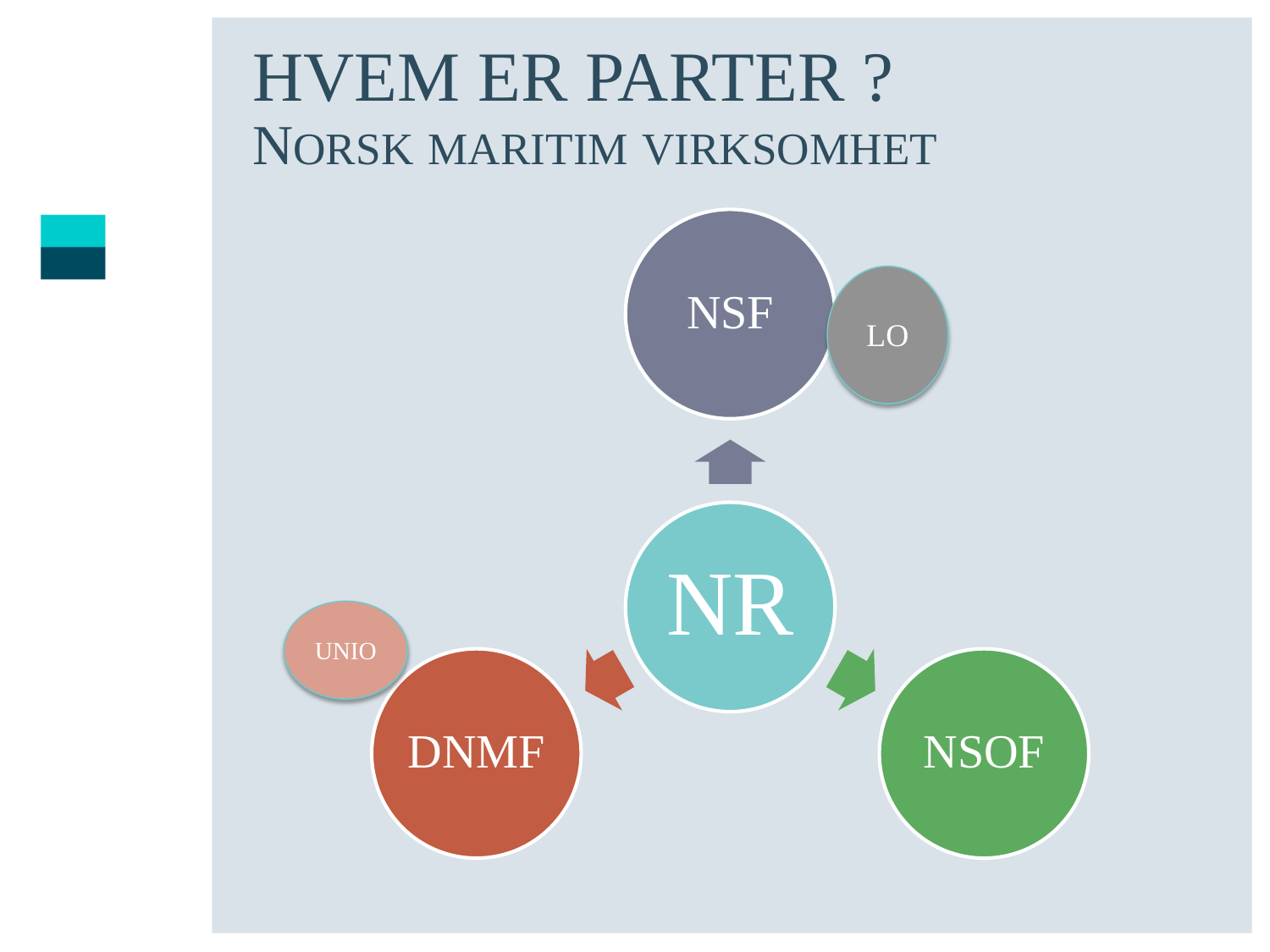# HVEM ER PARTER ?

## Norsk maritim virksomhet

NSF

LO

NR

UNIO

DNMF

NSOF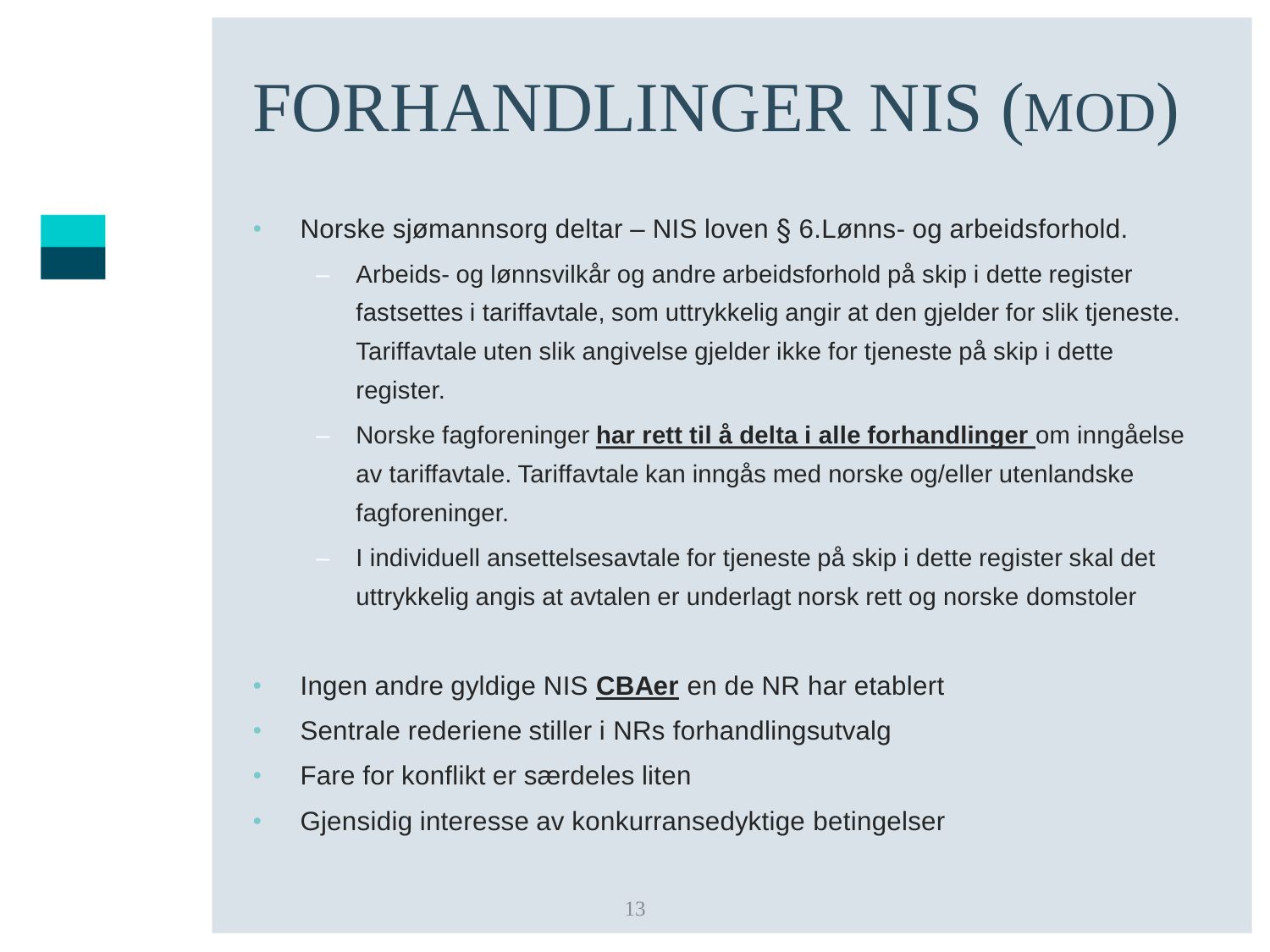# FORHANDLINGER NIS (MOD)

- Norske sjømannsorg deltar – NIS loven § 6.Lønns- og arbeidsforhold.
  - Arbeids- og lønnsvilkår og andre arbeidsforhold på skip i dette register fastsettes i tariffavtale, som uttrykkelig angir at den gjelder for slik tjeneste. Tariffavtale uten slik angivelse gjelder ikke for tjeneste på skip i dette register.
  - Norske fagforeninger **har rett til å delta i alle forhandlinger** om inngåelse av tariffavtale. Tariffavtale kan inngås med norske og/eller utenlandske fagforeninger.
  - I individuell ansettelsesavtale for tjeneste på skip i dette register skal det uttrykkelig angis at avtalen er underlagt norsk rett og norske domstoler

- Ingen andre gyldige NIS **CBAer** en de NR har etablert
- Sentrale rederiene stiller i NRs forhandlingsutvalg
- Fare for konflikt er særdeles liten
- Gjensidig interesse av konkurransedyktige betingelser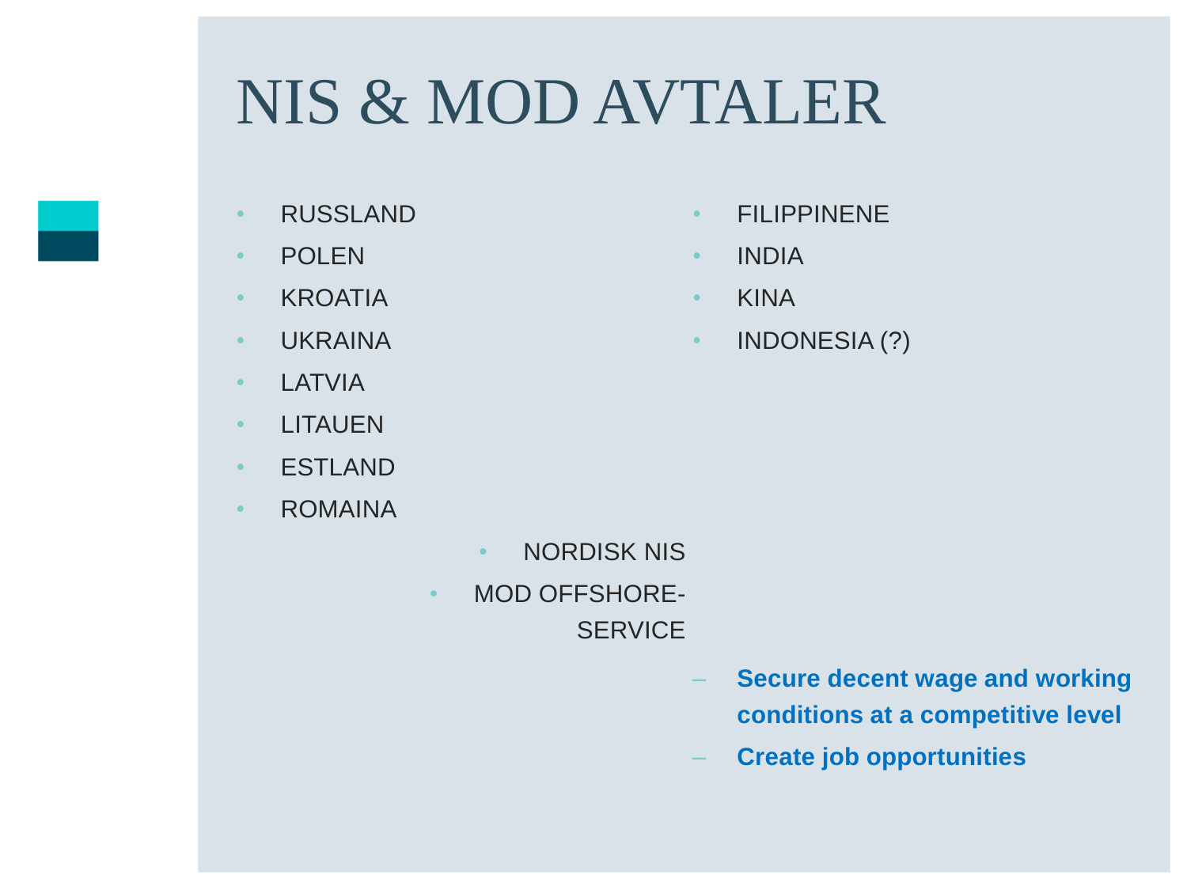# NIS & MOD AVTALER

- RUSSLAND
- POLEN
- KROATIA
- UKRAINA
- LATVIA
- LITAUEN
- ESTLAND
- ROMAINA

- FILIPPINENE
- INDIA
- KINA
- INDONESIA (?)

- NORDISK NIS
- MOD OFFSHORE-SERVICE
  - **Secure decent wage and working conditions at a competitive level**
  - **Create job opportunities**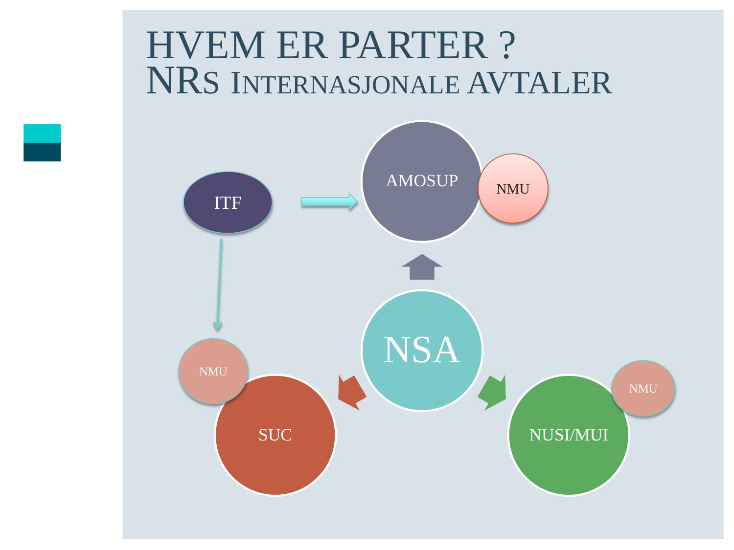# HVEM ER PARTER ?
# NRs Internasjonale AVTALER

ITF

AMOSUP

NMU

NMU

SUC

NSA

NUSI/MUI

NMU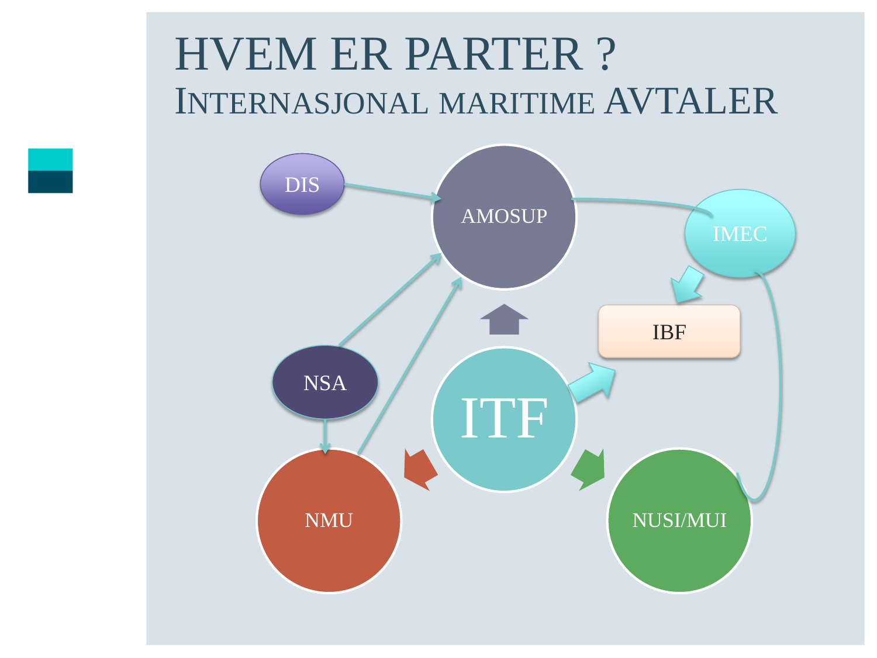# HVEM ER PARTER ?

## INTERNASJONAL MARITIME AVTALER

DIS

AMOSUP

IMEC

IBF

NSA

ITF

NMU

NUSI/MUI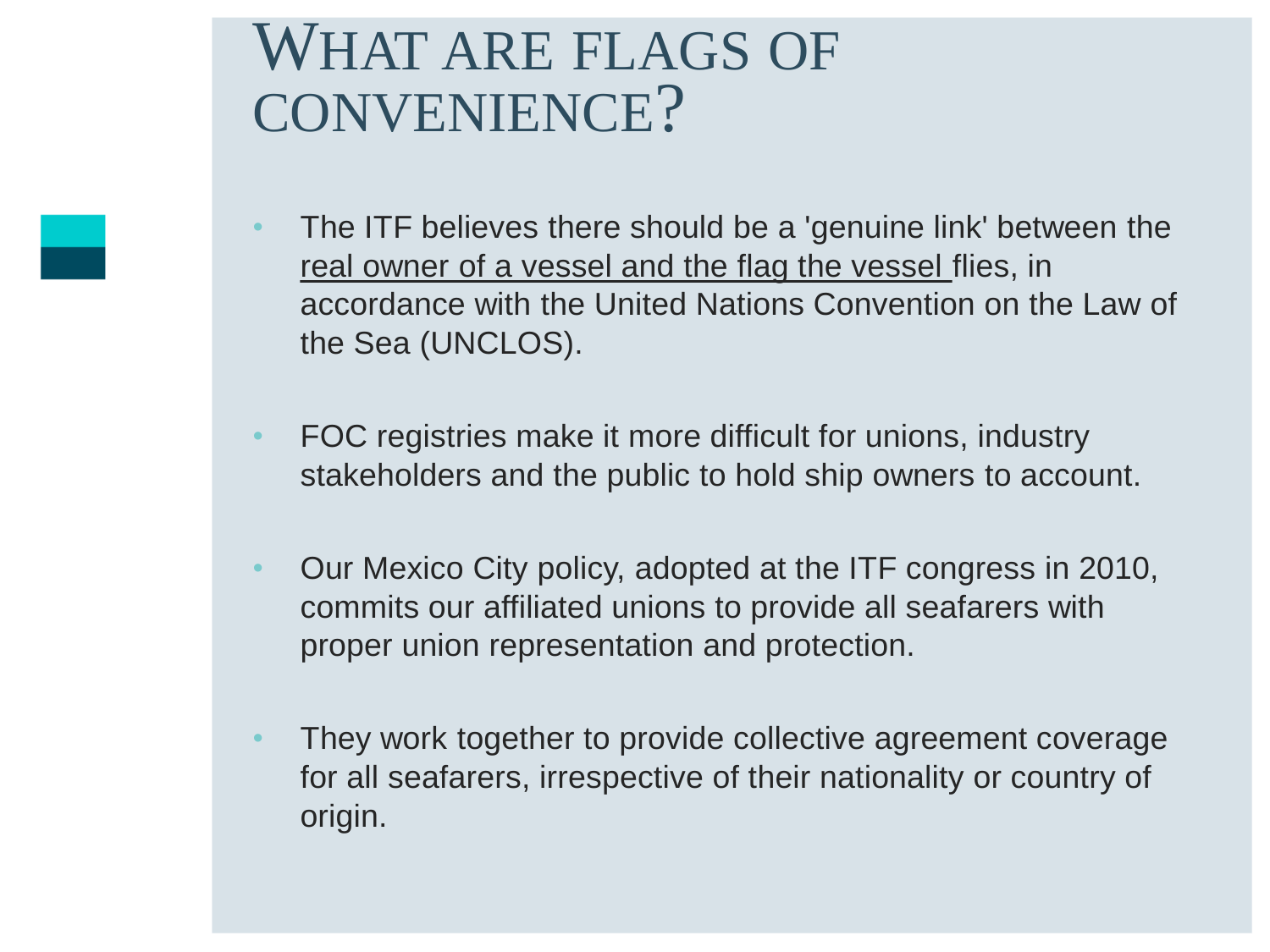# What are flags of convenience?

- The ITF believes there should be a 'genuine link' between the real owner of a vessel and the flag the vessel flies, in accordance with the United Nations Convention on the Law of the Sea (UNCLOS).

- FOC registries make it more difficult for unions, industry stakeholders and the public to hold ship owners to account.

- Our Mexico City policy, adopted at the ITF congress in 2010, commits our affiliated unions to provide all seafarers with proper union representation and protection.

- They work together to provide collective agreement coverage for all seafarers, irrespective of their nationality or country of origin.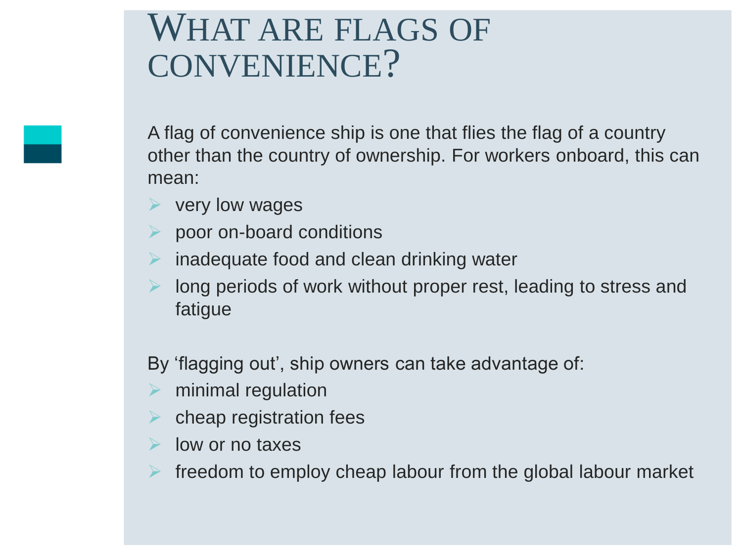# What are flags of convenience?

A flag of convenience ship is one that flies the flag of a country other than the country of ownership. For workers onboard, this can mean:

- very low wages
- poor on-board conditions
- inadequate food and clean drinking water
- long periods of work without proper rest, leading to stress and fatigue

By ‘flagging out’, ship owners can take advantage of:

- minimal regulation
- cheap registration fees
- low or no taxes
- freedom to employ cheap labour from the global labour market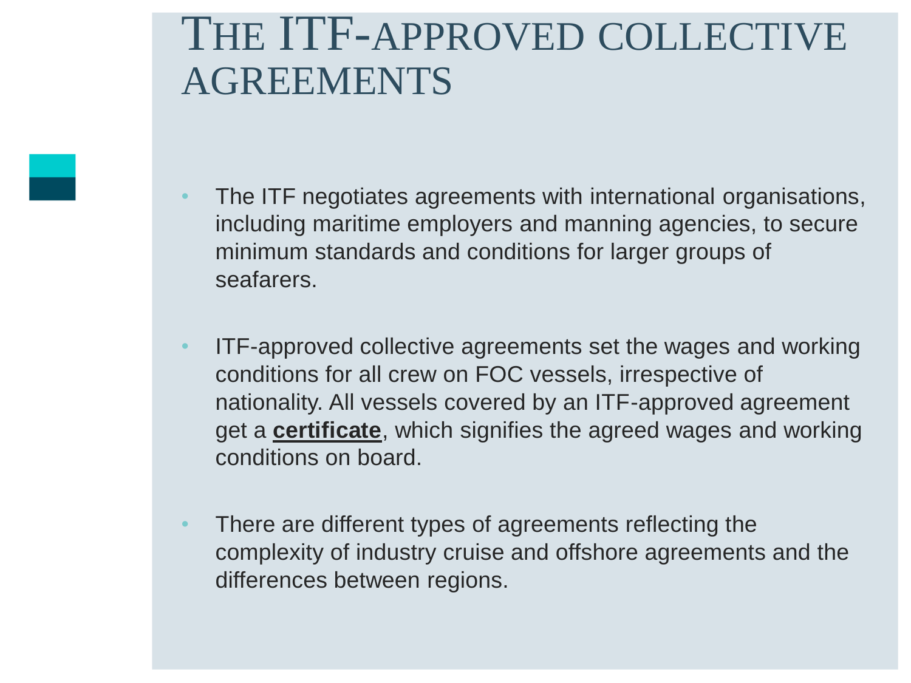# The ITF-approved collective agreements

- The ITF negotiates agreements with international organisations, including maritime employers and manning agencies, to secure minimum standards and conditions for larger groups of seafarers.

- ITF-approved collective agreements set the wages and working conditions for all crew on FOC vessels, irrespective of nationality. All vessels covered by an ITF-approved agreement get a **certificate**, which signifies the agreed wages and working conditions on board.

- There are different types of agreements reflecting the complexity of industry cruise and offshore agreements and the differences between regions.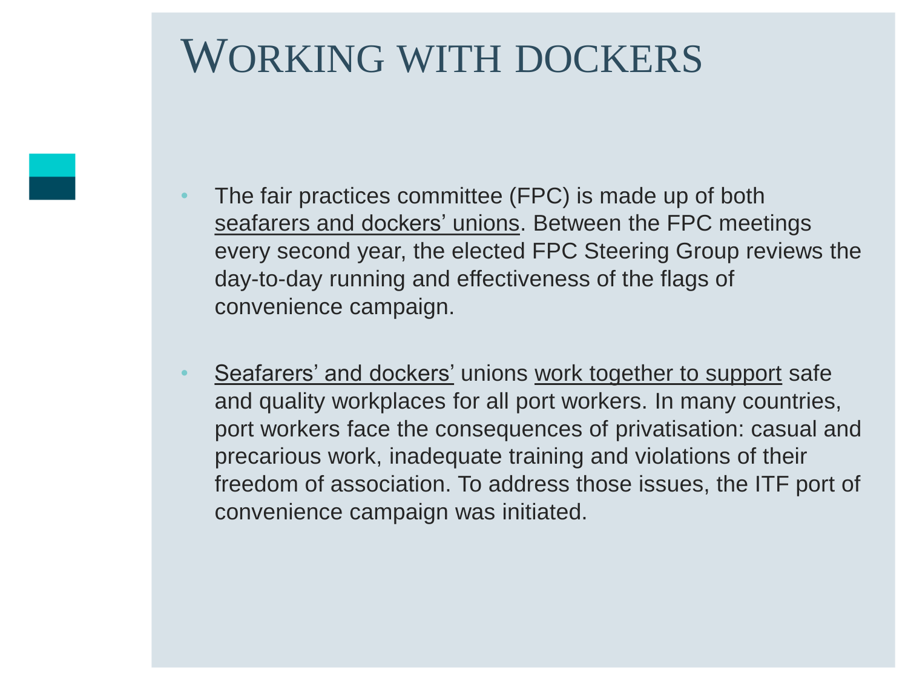# Working with dockers

- The fair practices committee (FPC) is made up of both seafarers and dockers' unions. Between the FPC meetings every second year, the elected FPC Steering Group reviews the day-to-day running and effectiveness of the flags of convenience campaign.

- Seafarers' and dockers' unions work together to support safe and quality workplaces for all port workers. In many countries, port workers face the consequences of privatisation: casual and precarious work, inadequate training and violations of their freedom of association. To address those issues, the ITF port of convenience campaign was initiated.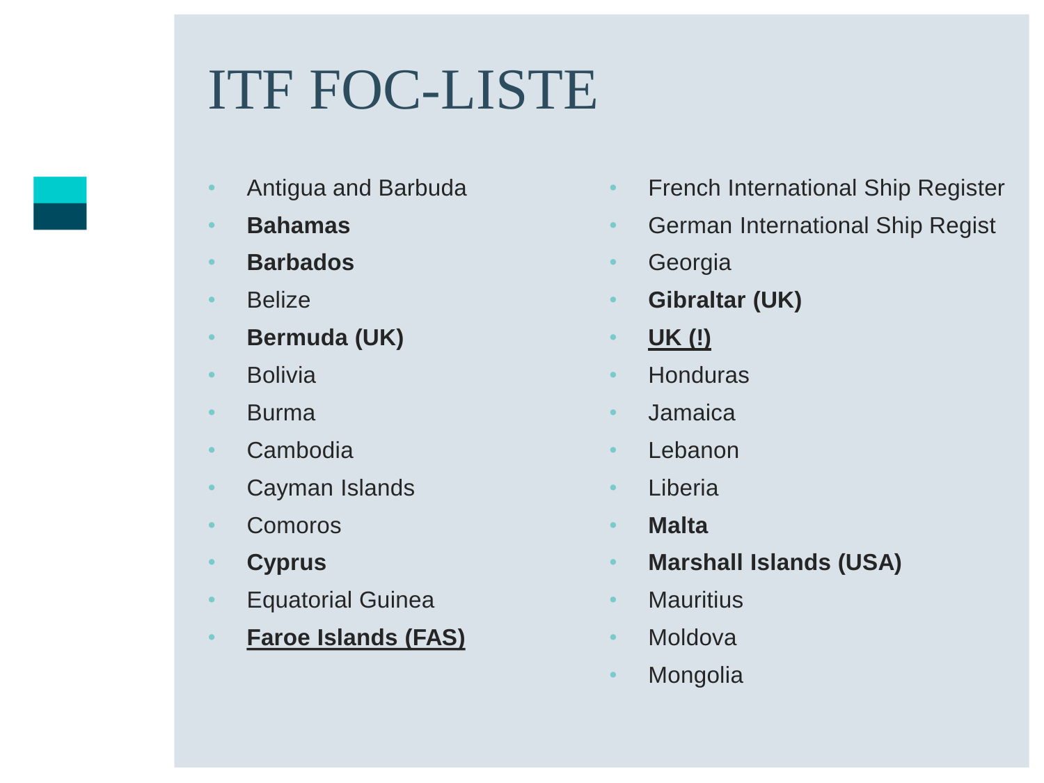# ITF FOC-LISTE

- Antigua and Barbuda
- **Bahamas**
- **Barbados**
- Belize
- **Bermuda (UK)**
- Bolivia
- Burma
- Cambodia
- Cayman Islands
- Comoros
- **Cyprus**
- Equatorial Guinea
- <u>**Faroe Islands (FAS)**</u>
- French International Ship Register
- German International Ship Regist
- Georgia
- **Gibraltar (UK)**
- <u>**UK (!)**</u>
- Honduras
- Jamaica
- Lebanon
- Liberia
- **Malta**
- **Marshall Islands (USA)**
- Mauritius
- Moldova
- Mongolia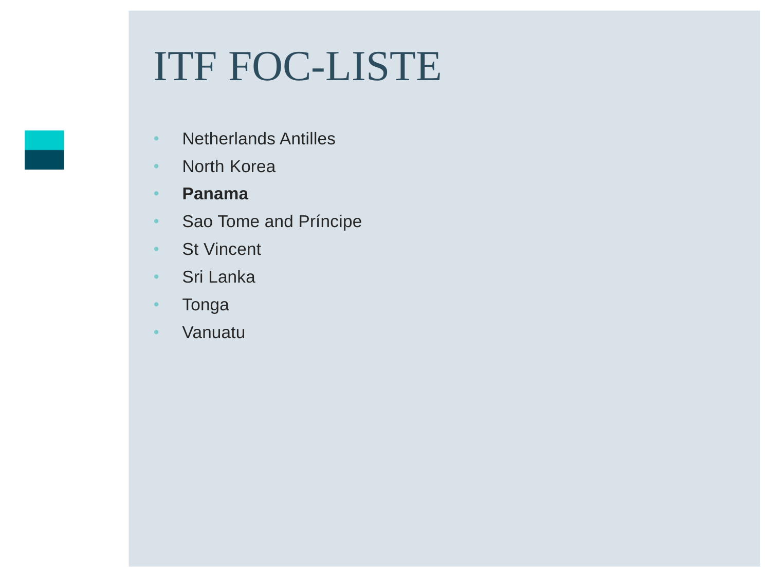# ITF FOC-LISTE

- Netherlands Antilles
- North Korea
- **Panama**
- Sao Tome and Príncipe
- St Vincent
- Sri Lanka
- Tonga
- Vanuatu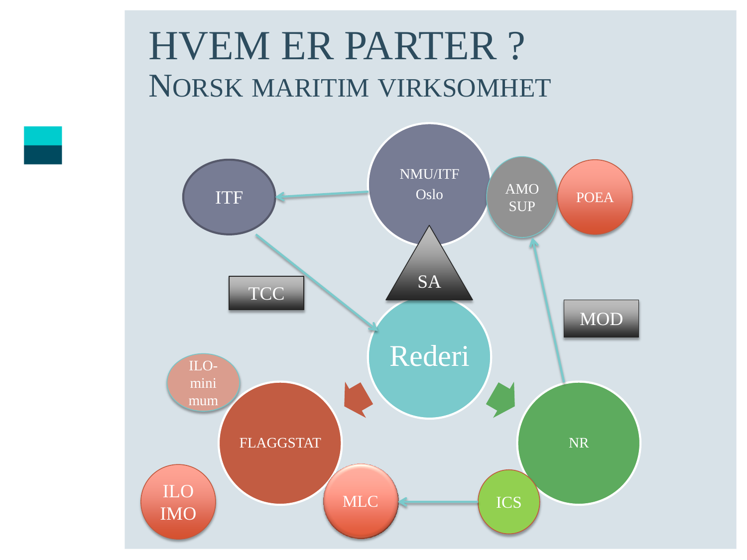# HVEM ER PARTER ?

## NORSK MARITIM VIRKSOMHET

ITF

NMU/ITF Oslo

AMO SUP

POEA

TCC

SA

MOD

Rederi

ILO-minimum

FLAGGSTAT

NR

ILO IMO

MLC

ICS